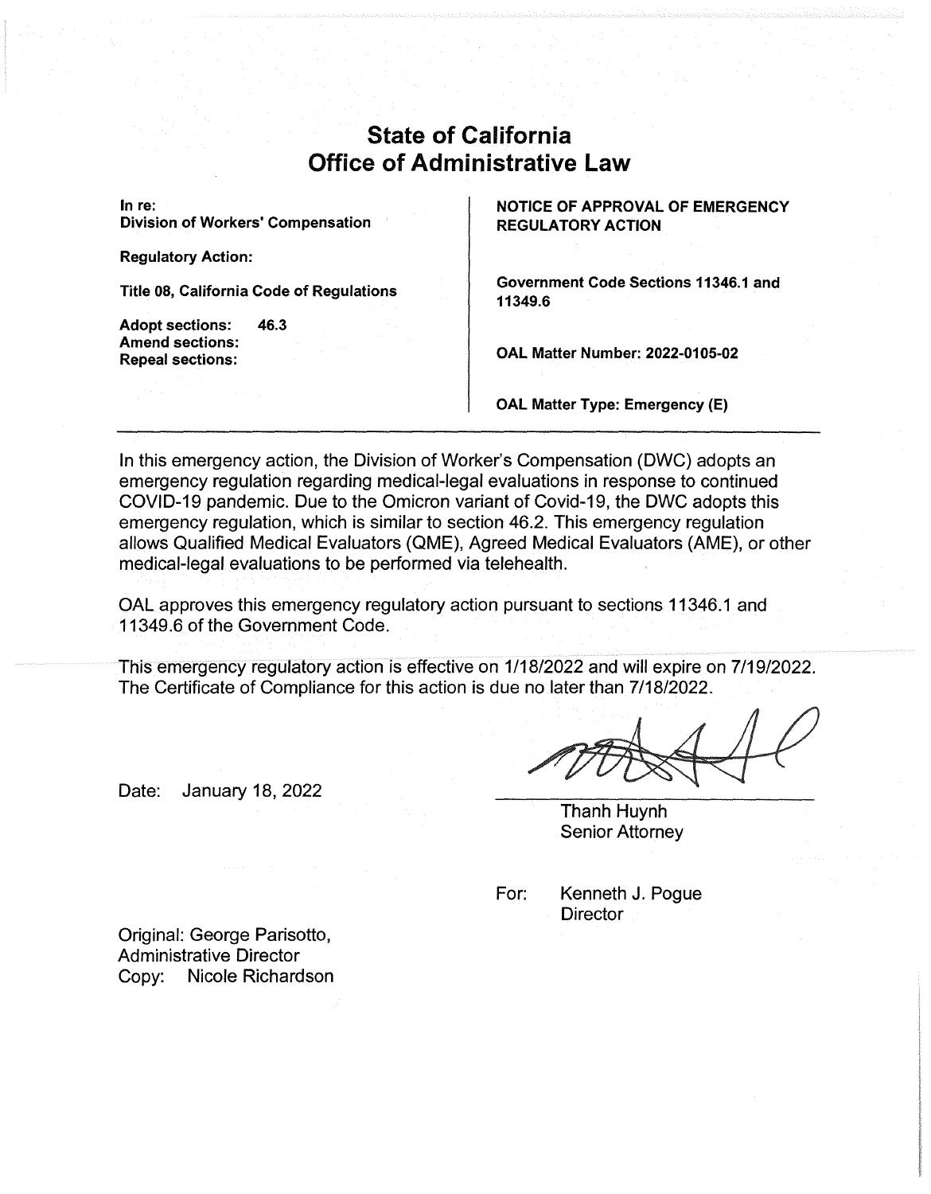# State of California
# Office of Administrative Law

| | |
|---|---|
| **In re:**<br>**Division of Workers' Compensation** | **NOTICE OF APPROVAL OF EMERGENCY REGULATORY ACTION** |
| **Regulatory Action:** | |
| **Title 08, California Code of Regulations** | **Government Code Sections 11346.1 and 11349.6** |
| **Adopt sections:** 46.3<br>**Amend sections:**<br>**Repeal sections:** | **OAL Matter Number: 2022-0105-02** |
| | **OAL Matter Type: Emergency (E)** |

In this emergency action, the Division of Worker's Compensation (DWC) adopts an emergency regulation regarding medical-legal evaluations in response to continued COVID-19 pandemic. Due to the Omicron variant of Covid-19, the DWC adopts this emergency regulation, which is similar to section 46.2. This emergency regulation allows Qualified Medical Evaluators (QME), Agreed Medical Evaluators (AME), or other medical-legal evaluations to be performed via telehealth.

OAL approves this emergency regulatory action pursuant to sections 11346.1 and 11349.6 of the Government Code.

This emergency regulatory action is effective on 1/18/2022 and will expire on 7/19/2022. The Certificate of Compliance for this action is due no later than 7/18/2022.

Date: January 18, 2022

Thanh Huynh
Senior Attorney

For: Kenneth J. Pogue
Director

Original: George Parisotto,
Administrative Director
Copy: Nicole Richardson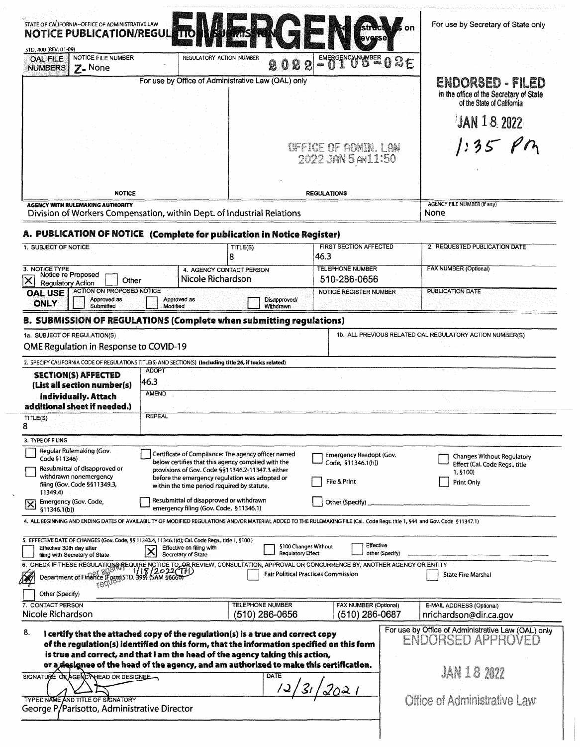STATE OF CALIFORNIA--OFFICE OF ADMINISTRATIVE LAW

# EMERGENCY

**NOTICE PUBLICATION/REGULATIONS SUBMISSION** (See instructions on reverse)

STD. 400 (REV. 01-09)

For use by Secretary of State only

| OAL FILE NUMBERS | NOTICE FILE NUMBER | REGULATORY ACTION NUMBER | EMERGENCY NUMBER |
|---|---|---|---|
| | Z- None | | 2022-0105-02E |

For use by Office of Administrative Law (OAL) only

OFFICE OF ADMIN. LAW
2022 JAN 5 AM 11:50

NOTICE | REGULATIONS

**ENDORSED - FILED**
in the office of the Secretary of State of the State of California

JAN 18 2022
1:35 PM

AGENCY WITH RULEMAKING AUTHORITY
Division of Workers Compensation, within Dept. of Industrial Relations

AGENCY FILE NUMBER (If any)
None

## A. PUBLICATION OF NOTICE (Complete for publication in Notice Register)

| 1. SUBJECT OF NOTICE | TITLE(S) | FIRST SECTION AFFECTED | 2. REQUESTED PUBLICATION DATE |
|---|---|---|---|
| | 8 | 46.3 | |

| 3. NOTICE TYPE | 4. AGENCY CONTACT PERSON | TELEPHONE NUMBER | FAX NUMBER (Optional) |
|---|---|---|---|
| [X] Notice re Proposed Regulatory Action [ ] Other | Nicole Richardson | 510-286-0656 | |

| OAL USE ONLY | ACTION ON PROPOSED NOTICE | NOTICE REGISTER NUMBER | PUBLICATION DATE |
|---|---|---|---|
| | [ ] Approved as Submitted [ ] Approved as Modified [ ] Disapproved/Withdrawn | | |

## B. SUBMISSION OF REGULATIONS (Complete when submitting regulations)

1a. SUBJECT OF REGULATION(S)
QME Regulation in Response to COVID-19

1b. ALL PREVIOUS RELATED OAL REGULATORY ACTION NUMBER(S)

2. SPECIFY CALIFORNIA CODE OF REGULATIONS TITLE(S) AND SECTION(S) (Including title 26, if toxics related)

| **SECTION(S) AFFECTED (List all section number(s) individually. Attach additional sheet if needed.)** | ADOPT: 46.3 |
|---|---|
| | AMEND |
| TITLE(S): 8 | REPEAL |

3. TYPE OF FILING

- [ ] Regular Rulemaking (Gov. Code §11346)
- [ ] Resubmittal of disapproved or withdrawn nonemergency filing (Gov. Code §§11349.3, 11349.4)
- [X] Emergency (Gov. Code, §11346.1(b))
- [ ] Certificate of Compliance: The agency officer named below certifies that this agency complied with the provisions of Gov. Code §§11346.2-11347.3 either before the emergency regulation was adopted or within the time period required by statute.
- [ ] Resubmittal of disapproved or withdrawn emergency filing (Gov. Code, §11346.1)
- [ ] Emergency Readopt (Gov. Code, §11346.1(h))
- [ ] File & Print
- [ ] Other (Specify)
- [ ] Changes Without Regulatory Effect (Cal. Code Regs., title 1, §100)
- [ ] Print Only

4. ALL BEGINNING AND ENDING DATES OF AVAILABILITY OF MODIFIED REGULATIONS AND/OR MATERIAL ADDED TO THE RULEMAKING FILE (Cal. Code Regs. title 1, §44 and Gov. Code §11347.1)

5. EFFECTIVE DATE OF CHANGES (Gov. Code, §§ 11343.4, 11346.1(d); Cal. Code Regs., title 1, §100)

- [ ] Effective 30th day after filing with Secretary of State
- [X] Effective on filing with Secretary of State
- [ ] §100 Changes Without Regulatory Effect
- [ ] Effective other (Specify)

6. CHECK IF THESE REGULATIONS REQUIRE NOTICE TO, OR REVIEW, CONSULTATION, APPROVAL OR CONCURRENCE BY, ANOTHER AGENCY OR ENTITY

- [X] Department of Finance (Form STD. 399) (SAM §6660) — per agency request 1/18/2022 (TH)
- [ ] Fair Political Practices Commission
- [ ] State Fire Marshal
- [ ] Other (Specify)

| 7. CONTACT PERSON | TELEPHONE NUMBER | FAX NUMBER (Optional) | E-MAIL ADDRESS (Optional) |
|---|---|---|---|
| Nicole Richardson | (510) 286-0656 | (510) 286-0687 | nrichardson@dir.ca.gov |

8. **I certify that the attached copy of the regulation(s) is a true and correct copy of the regulation(s) identified on this form, that the information specified on this form is true and correct, and that I am the head of the agency taking this action, or a designee of the head of the agency, and am authorized to make this certification.**

SIGNATURE OF AGENCY HEAD OR DESIGNEE: [signature]

DATE: 12/31/2021

TYPED NAME AND TITLE OF SIGNATORY
George P. Parisotto, Administrative Director

For use by Office of Administrative Law (OAL) only

ENDORSED APPROVED

JAN 18 2022

Office of Administrative Law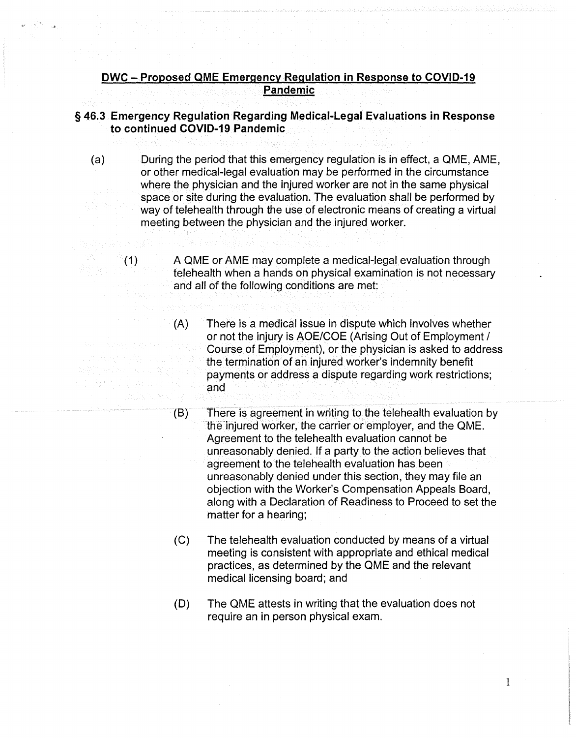**DWC – Proposed QME Emergency Regulation in Response to COVID-19 Pandemic**

## § 46.3 Emergency Regulation Regarding Medical-Legal Evaluations in Response to continued COVID-19 Pandemic

(a) During the period that this emergency regulation is in effect, a QME, AME, or other medical-legal evaluation may be performed in the circumstance where the physician and the injured worker are not in the same physical space or site during the evaluation. The evaluation shall be performed by way of telehealth through the use of electronic means of creating a virtual meeting between the physician and the injured worker.

(1) A QME or AME may complete a medical-legal evaluation through telehealth when a hands on physical examination is not necessary and all of the following conditions are met:

(A) There is a medical issue in dispute which involves whether or not the injury is AOE/COE (Arising Out of Employment / Course of Employment), or the physician is asked to address the termination of an injured worker's indemnity benefit payments or address a dispute regarding work restrictions; and

(B) There is agreement in writing to the telehealth evaluation by the injured worker, the carrier or employer, and the QME. Agreement to the telehealth evaluation cannot be unreasonably denied. If a party to the action believes that agreement to the telehealth evaluation has been unreasonably denied under this section, they may file an objection with the Worker's Compensation Appeals Board, along with a Declaration of Readiness to Proceed to set the matter for a hearing;

(C) The telehealth evaluation conducted by means of a virtual meeting is consistent with appropriate and ethical medical practices, as determined by the QME and the relevant medical licensing board; and

(D) The QME attests in writing that the evaluation does not require an in person physical exam.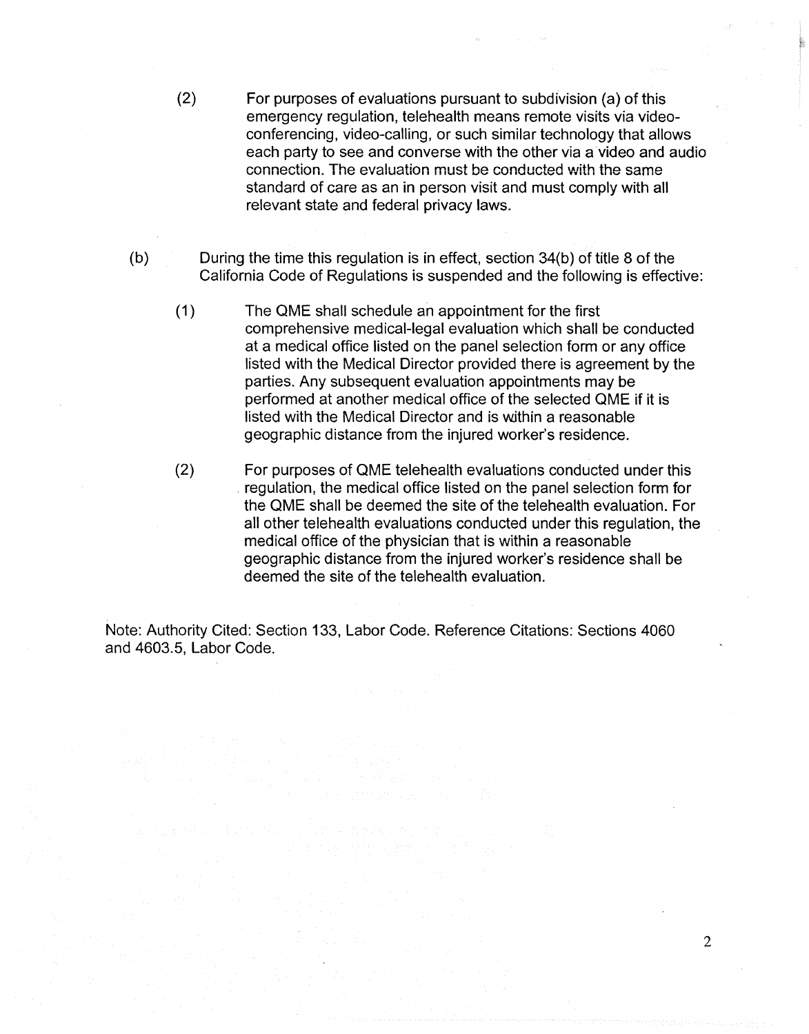(2) For purposes of evaluations pursuant to subdivision (a) of this emergency regulation, telehealth means remote visits via video-conferencing, video-calling, or such similar technology that allows each party to see and converse with the other via a video and audio connection. The evaluation must be conducted with the same standard of care as an in person visit and must comply with all relevant state and federal privacy laws.

(b) During the time this regulation is in effect, section 34(b) of title 8 of the California Code of Regulations is suspended and the following is effective:

(1) The QME shall schedule an appointment for the first comprehensive medical-legal evaluation which shall be conducted at a medical office listed on the panel selection form or any office listed with the Medical Director provided there is agreement by the parties. Any subsequent evaluation appointments may be performed at another medical office of the selected QME if it is listed with the Medical Director and is within a reasonable geographic distance from the injured worker's residence.

(2) For purposes of QME telehealth evaluations conducted under this regulation, the medical office listed on the panel selection form for the QME shall be deemed the site of the telehealth evaluation. For all other telehealth evaluations conducted under this regulation, the medical office of the physician that is within a reasonable geographic distance from the injured worker's residence shall be deemed the site of the telehealth evaluation.

Note: Authority Cited: Section 133, Labor Code. Reference Citations: Sections 4060 and 4603.5, Labor Code.